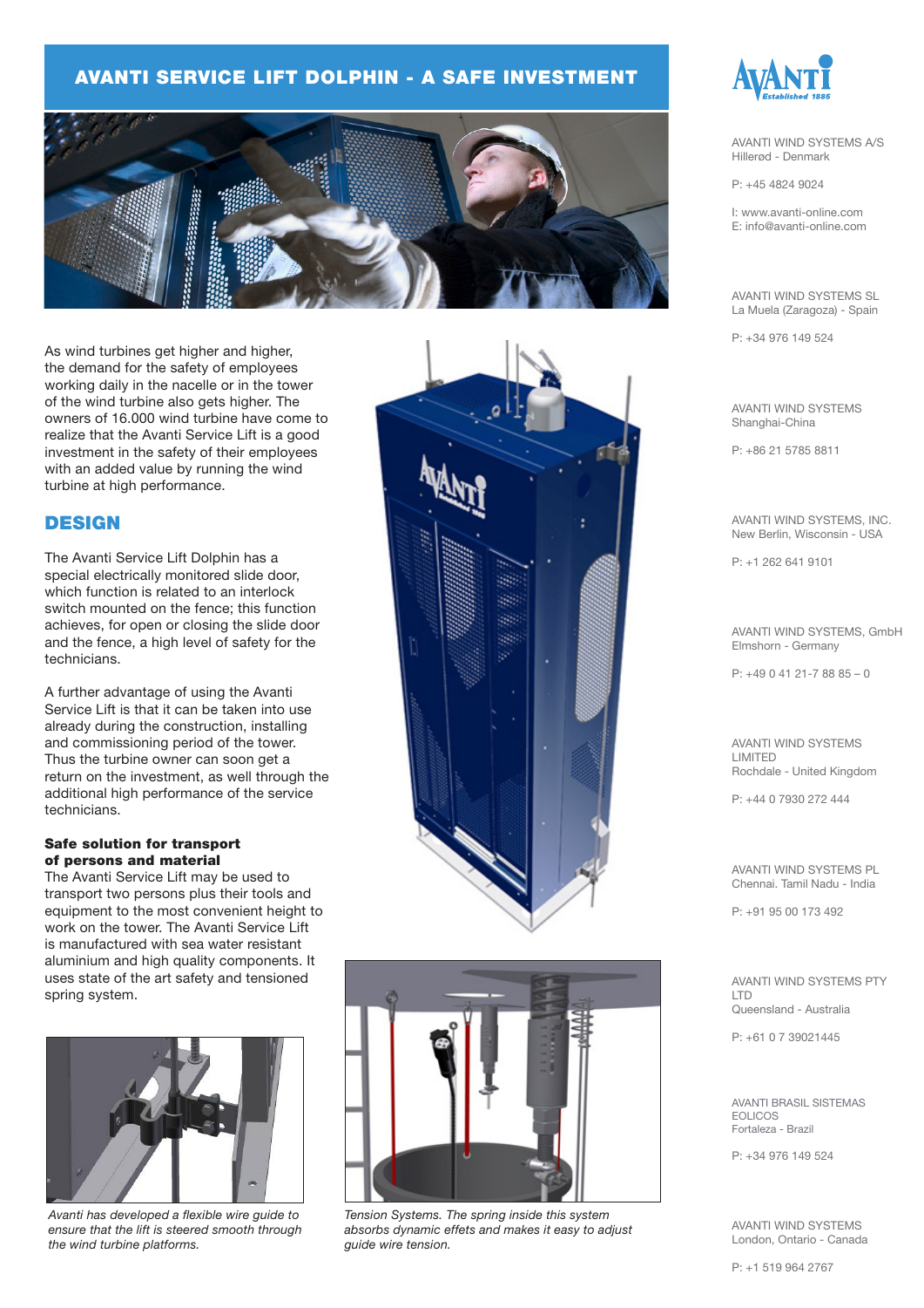# AVANTI SERVICE LIFT DOLPHIN - A SAFE INVESTMENT

As wind turbines get higher and higher, the demand for the safety of employees working daily in the nacelle or in the tower of the wind turbine also gets higher. The owners of 16.000 wind turbine have come to realize that the Avanti Service Lift is a good investment in the safety of their employees with an added value by running the wind turbine at high performance.

## DESIGN

The Avanti Service Lift Dolphin has a special electrically monitored slide door, which function is related to an interlock switch mounted on the fence; this function achieves, for open or closing the slide door and the fence, a high level of safety for the technicians.

A further advantage of using the Avanti Service Lift is that it can be taken into use already during the construction, installing and commissioning period of the tower. Thus the turbine owner can soon get a return on the investment, as well through the additional high performance of the service technicians.

**Safe solution for transport of persons and material**

The Avanti Service Lift may be used to transport two persons plus their tools and equipment to the most convenient height to work on the tower. The Avanti Service Lift is manufactured with sea water resistant aluminium and high quality components. It uses state of the art safety and tensioned spring system.

*Avanti has developed a flexible wire guide to ensure that the lift is steered smooth through the wind turbine platforms.*

*Tension Systems. The spring inside this system absorbs dynamic effets and makes it easy to adjust guide wire tension.*

AVANTI WIND SYSTEMS A/S
Hillerød - Denmark

P: +45 4824 9024

I: www.avanti-online.com
E: info@avanti-online.com

AVANTI WIND SYSTEMS SL
La Muela (Zaragoza) - Spain

P: +34 976 149 524

AVANTI WIND SYSTEMS
Shanghai-China

P: +86 21 5785 8811

AVANTI WIND SYSTEMS, INC.
New Berlin, Wisconsin - USA

P: +1 262 641 9101

AVANTI WIND SYSTEMS, GmbH
Elmshorn - Germany

P: +49 0 41 21-7 88 85 – 0

AVANTI WIND SYSTEMS LIMITED
Rochdale - United Kingdom

P: +44 0 7930 272 444

AVANTI WIND SYSTEMS PL
Chennai. Tamil Nadu - India

P: +91 95 00 173 492

AVANTI WIND SYSTEMS PTY LTD
Queensland - Australia

P: +61 0 7 39021445

AVANTI BRASIL SISTEMAS EOLICOS
Fortaleza - Brazil

P: +34 976 149 524

AVANTI WIND SYSTEMS
London, Ontario - Canada

P: +1 519 964 2767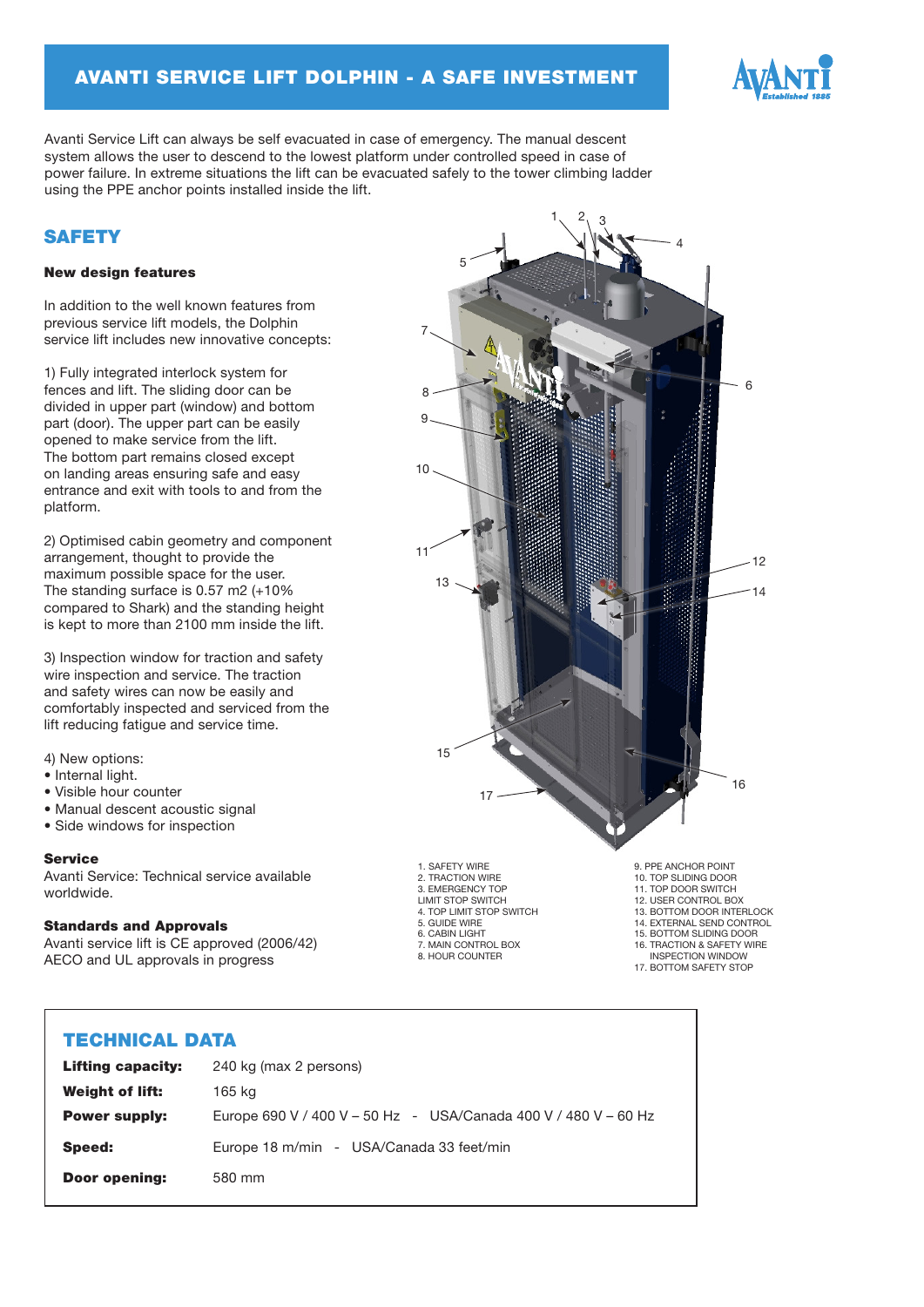# AVANTI SERVICE LIFT DOLPHIN - A SAFE INVESTMENT

Avanti Service Lift can always be self evacuated in case of emergency. The manual descent system allows the user to descend to the lowest platform under controlled speed in case of power failure. In extreme situations the lift can be evacuated safely to the tower climbing ladder using the PPE anchor points installed inside the lift.

## SAFETY

### New design features

In addition to the well known features from previous service lift models, the Dolphin service lift includes new innovative concepts:

1) Fully integrated interlock system for fences and lift. The sliding door can be divided in upper part (window) and bottom part (door). The upper part can be easily opened to make service from the lift. The bottom part remains closed except on landing areas ensuring safe and easy entrance and exit with tools to and from the platform.

2) Optimised cabin geometry and component arrangement, thought to provide the maximum possible space for the user. The standing surface is 0.57 m2 (+10% compared to Shark) and the standing height is kept to more than 2100 mm inside the lift.

3) Inspection window for traction and safety wire inspection and service. The traction and safety wires can now be easily and comfortably inspected and serviced from the lift reducing fatigue and service time.

4) New options:
- Internal light.
- Visible hour counter
- Manual descent acoustic signal
- Side windows for inspection

### Service

Avanti Service: Technical service available worldwide.

### Standards and Approvals

Avanti service lift is CE approved (2006/42)
AECO and UL approvals in progress

1. SAFETY WIRE
2. TRACTION WIRE
3. EMERGENCY TOP LIMIT STOP SWITCH
4. TOP LIMIT STOP SWITCH
5. GUIDE WIRE
6. CABIN LIGHT
7. MAIN CONTROL BOX
8. HOUR COUNTER
9. PPE ANCHOR POINT
10. TOP SLIDING DOOR
11. TOP DOOR SWITCH
12. USER CONTROL BOX
13. BOTTOM DOOR INTERLOCK
14. EXTERNAL SEND CONTROL
15. BOTTOM SLIDING DOOR
16. TRACTION & SAFETY WIRE INSPECTION WINDOW
17. BOTTOM SAFETY STOP

## TECHNICAL DATA

| | |
|---|---|
| **Lifting capacity:** | 240 kg (max 2 persons) |
| **Weight of lift:** | 165 kg |
| **Power supply:** | Europe 690 V / 400 V – 50 Hz - USA/Canada 400 V / 480 V – 60 Hz |
| **Speed:** | Europe 18 m/min - USA/Canada 33 feet/min |
| **Door opening:** | 580 mm |